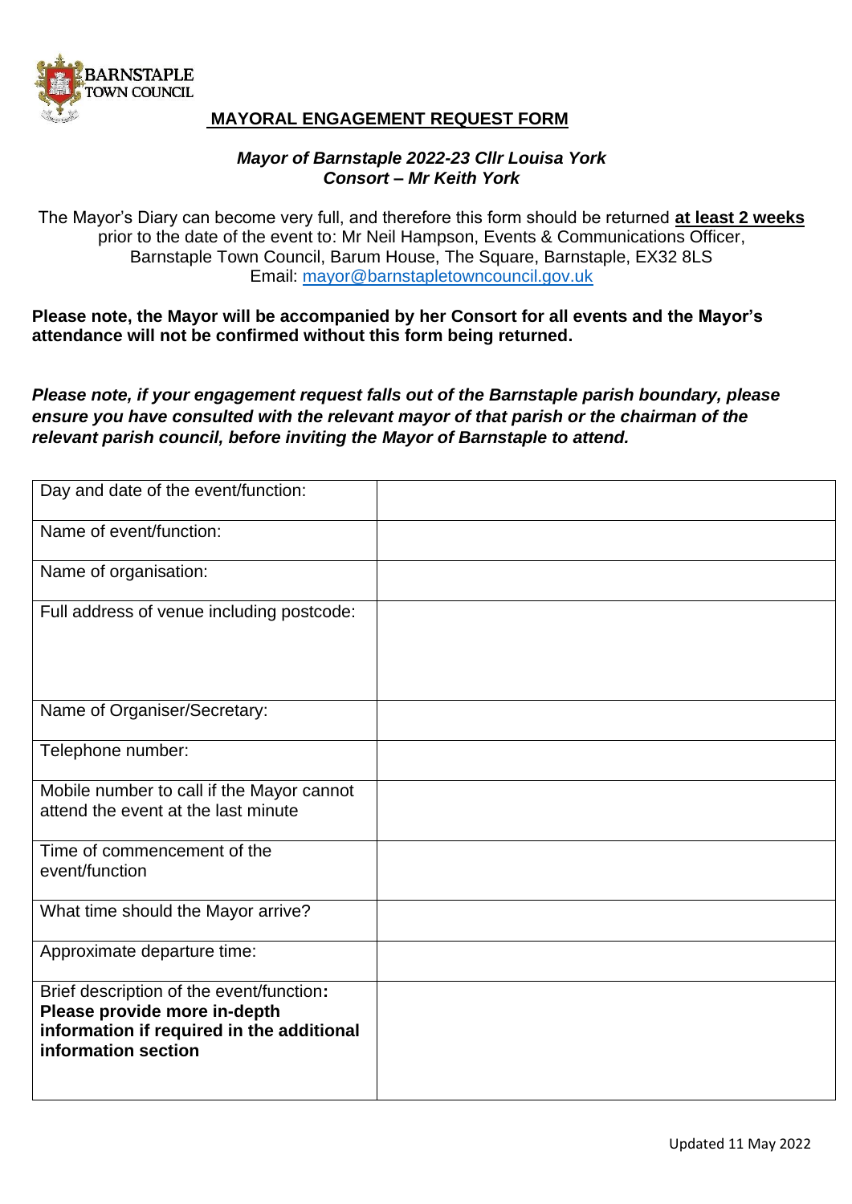BARNSTAPLE TOWN COUNCIL

# MAYORAL ENGAGEMENT REQUEST FORM

***Mayor of Barnstaple 2022-23 Cllr Louisa York***
***Consort – Mr Keith York***

The Mayor's Diary can become very full, and therefore this form should be returned **at least 2 weeks** prior to the date of the event to: Mr Neil Hampson, Events & Communications Officer, Barnstaple Town Council, Barum House, The Square, Barnstaple, EX32 8LS
Email: mayor@barnstapletowncouncil.gov.uk

**Please note, the Mayor will be accompanied by her Consort for all events and the Mayor's attendance will not be confirmed without this form being returned.**

***Please note, if your engagement request falls out of the Barnstaple parish boundary, please ensure you have consulted with the relevant mayor of that parish or the chairman of the relevant parish council, before inviting the Mayor of Barnstaple to attend.***

| | |
|---|---|
| Day and date of the event/function: | |
| Name of event/function: | |
| Name of organisation: | |
| Full address of venue including postcode: | |
| Name of Organiser/Secretary: | |
| Telephone number: | |
| Mobile number to call if the Mayor cannot attend the event at the last minute | |
| Time of commencement of the event/function | |
| What time should the Mayor arrive? | |
| Approximate departure time: | |
| Brief description of the event/function: **Please provide more in-depth information if required in the additional information section** | |

Updated 11 May 2022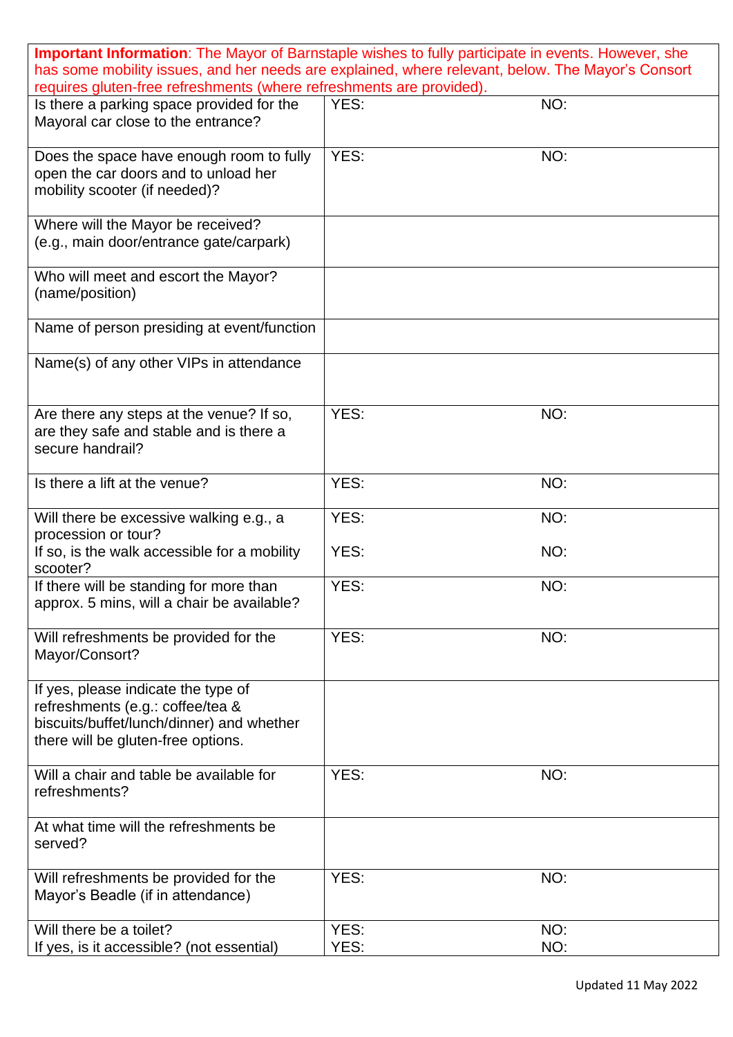**Important Information**: The Mayor of Barnstaple wishes to fully participate in events. However, she has some mobility issues, and her needs are explained, where relevant, below. The Mayor's Consort requires gluten-free refreshments (where refreshments are provided).

| | | |
|---|---|---|
| Is there a parking space provided for the Mayoral car close to the entrance? | YES: | NO: |
| Does the space have enough room to fully open the car doors and to unload her mobility scooter (if needed)? | YES: | NO: |
| Where will the Mayor be received? (e.g., main door/entrance gate/carpark) | | |
| Who will meet and escort the Mayor? (name/position) | | |
| Name of person presiding at event/function | | |
| Name(s) of any other VIPs in attendance | | |
| Are there any steps at the venue? If so, are they safe and stable and is there a secure handrail? | YES: | NO: |
| Is there a lift at the venue? | YES: | NO: |
| Will there be excessive walking e.g., a procession or tour?<br>If so, is the walk accessible for a mobility scooter? | YES:<br>YES: | NO:<br>NO: |
| If there will be standing for more than approx. 5 mins, will a chair be available? | YES: | NO: |
| Will refreshments be provided for the Mayor/Consort? | YES: | NO: |
| If yes, please indicate the type of refreshments (e.g.: coffee/tea & biscuits/buffet/lunch/dinner) and whether there will be gluten-free options. | | |
| Will a chair and table be available for refreshments? | YES: | NO: |
| At what time will the refreshments be served? | | |
| Will refreshments be provided for the Mayor's Beadle (if in attendance) | YES: | NO: |
| Will there be a toilet?<br>If yes, is it accessible? (not essential) | YES:<br>YES: | NO:<br>NO: |

Updated 11 May 2022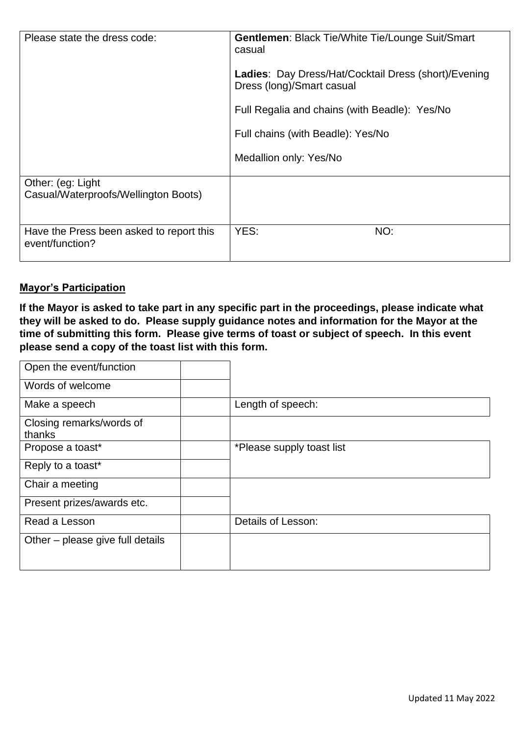| Please state the dress code: | **Gentlemen**: Black Tie/White Tie/Lounge Suit/Smart casual<br><br>**Ladies**: Day Dress/Hat/Cocktail Dress (short)/Evening Dress (long)/Smart casual<br><br>Full Regalia and chains (with Beadle): Yes/No<br><br>Full chains (with Beadle): Yes/No<br><br>Medallion only: Yes/No |
|---|---|
| Other: (eg: Light Casual/Waterproofs/Wellington Boots) | |
| Have the Press been asked to report this event/function? | YES: NO: |

**Mayor's Participation**

**If the Mayor is asked to take part in any specific part in the proceedings, please indicate what they will be asked to do. Please supply guidance notes and information for the Mayor at the time of submitting this form. Please give terms of toast or subject of speech. In this event please send a copy of the toast list with this form.**

| | | |
|---|---|---|
| Open the event/function | | |
| Words of welcome | | |
| Make a speech | | Length of speech: |
| Closing remarks/words of thanks | | |
| Propose a toast* | | *Please supply toast list |
| Reply to a toast* | | |
| Chair a meeting | | |
| Present prizes/awards etc. | | |
| Read a Lesson | | Details of Lesson: |
| Other – please give full details | | |

Updated 11 May 2022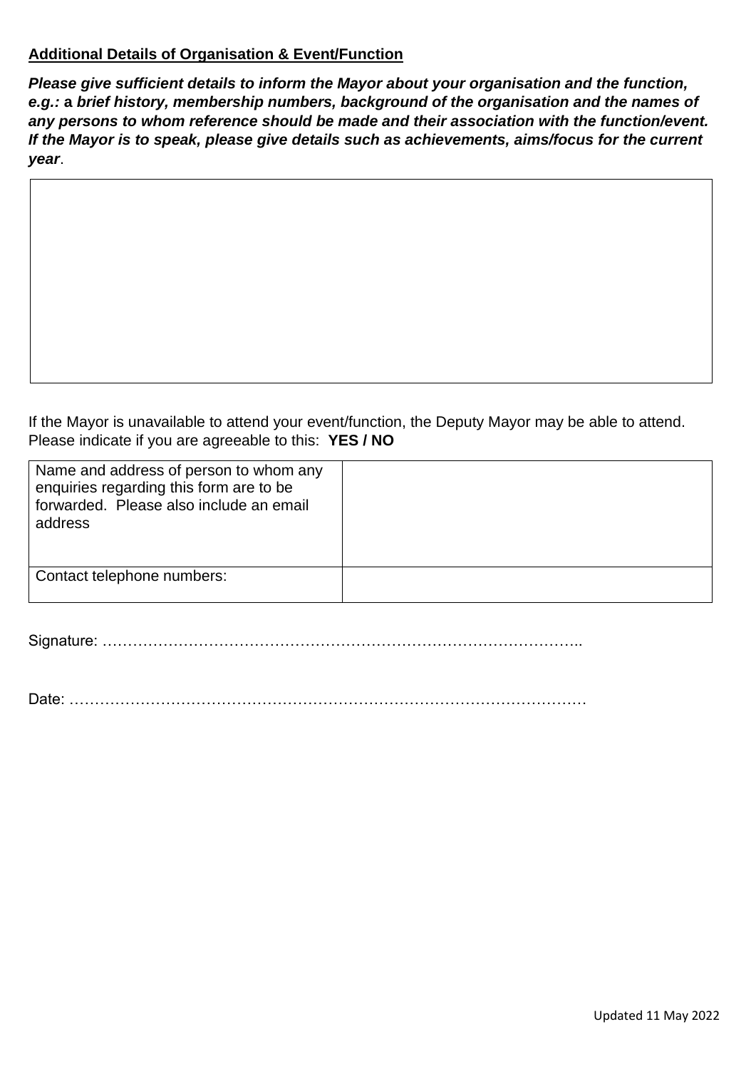**<u>Additional Details of Organisation & Event/Function</u>**

***Please give sufficient details to inform the Mayor about your organisation and the function, e.g.:* a *brief history, membership numbers, background of the organisation and the names of any persons to whom reference should be made and their association with the function/event. If the Mayor is to speak, please give details such as achievements, aims/focus for the current year*.**

| |
|---|
| |

If the Mayor is unavailable to attend your event/function, the Deputy Mayor may be able to attend. Please indicate if you are agreeable to this: **YES / NO**

| | |
|---|---|
| Name and address of person to whom any enquiries regarding this form are to be forwarded. Please also include an email address | |
| Contact telephone numbers: | |

Signature: ……………………………………………………………………………………..

Date: ………………………………………………………………………………………

Updated 11 May 2022